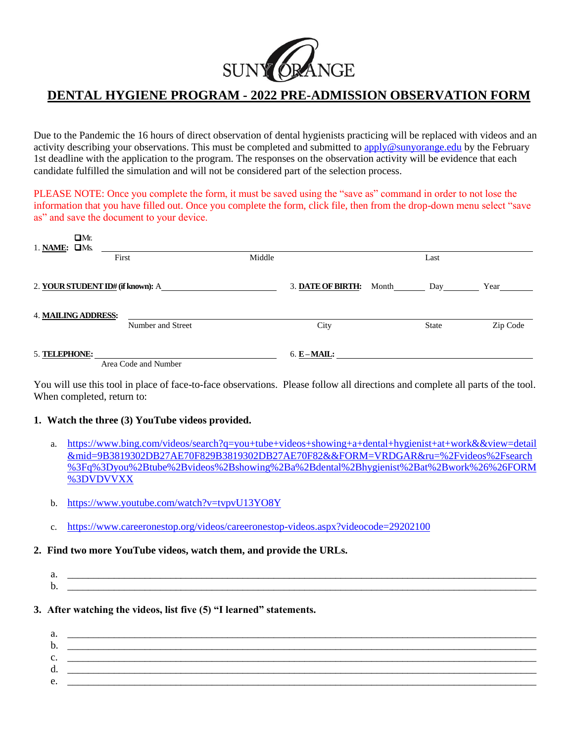SUNY ORANGE

# DENTAL HYGIENE PROGRAM - 2022 PRE-ADMISSION OBSERVATION FORM

Due to the Pandemic the 16 hours of direct observation of dental hygienists practicing will be replaced with videos and an activity describing your observations. This must be completed and submitted to apply@sunyorange.edu by the February 1st deadline with the application to the program. The responses on the observation activity will be evidence that each candidate fulfilled the simulation and will not be considered part of the selection process.

PLEASE NOTE: Once you complete the form, it must be saved using the "save as" command in order to not lose the information that you have filled out. Once you complete the form, click file, then from the drop-down menu select "save as" and save the document to your device.

1. **NAME:** ❑ Mr. ❑ Ms. ______________________________________________
First Middle Last

2. **YOUR STUDENT ID# (if known):** A______________________ 3. **DATE OF BIRTH:** Month_______ Day_______ Year_______

4. **MAILING ADDRESS:** ______________________________________________
Number and Street City State Zip Code

5. **TELEPHONE:** ______________________________ 6. **E – MAIL:** ______________________________
Area Code and Number

You will use this tool in place of face-to-face observations. Please follow all directions and complete all parts of the tool. When completed, return to:

**1. Watch the three (3) YouTube videos provided.**

a. https://www.bing.com/videos/search?q=you+tube+videos+showing+a+dental+hygienist+at+work&&view=detail&mid=9B3819302DB27AE70F829B3819302DB27AE70F82&&FORM=VRDGAR&ru=%2Fvideos%2Fsearch%3Fq%3Dyou%2Btube%2Bvideos%2Bshowing%2Ba%2Bdental%2Bhygienist%2Bat%2Bwork%26%26FORM%3DVDVVXX

b. https://www.youtube.com/watch?v=tvpvU13YO8Y

c. https://www.careeronestop.org/videos/careeronestop-videos.aspx?videocode=29202100

**2. Find two more YouTube videos, watch them, and provide the URLs.**

a. ______________________________________________
b. ______________________________________________

**3. After watching the videos, list five (5) "I learned" statements.**

a. ______________________________________________
b. ______________________________________________
c. ______________________________________________
d. ______________________________________________
e. ______________________________________________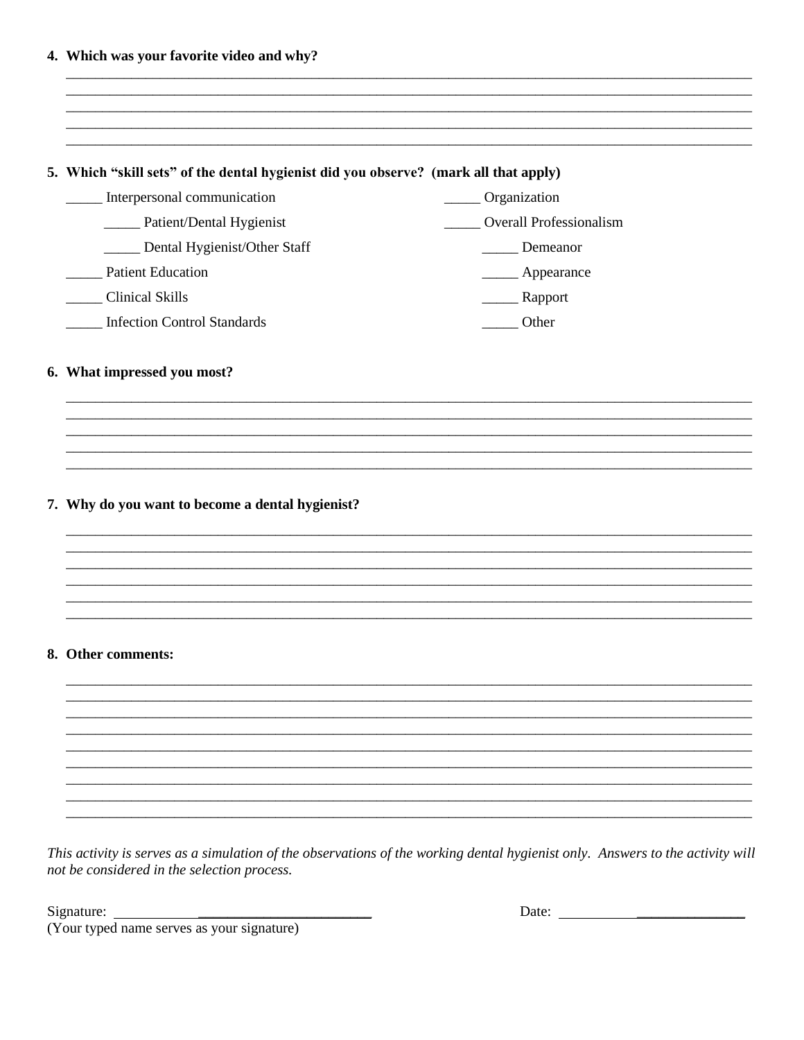**4. Which was your favorite video and why?**

_______________________________________________________________________________________________
_______________________________________________________________________________________________
_______________________________________________________________________________________________
_______________________________________________________________________________________________
_______________________________________________________________________________________________

**5. Which "skill sets" of the dental hygienist did you observe? (mark all that apply)**

- _____ Interpersonal communication
  - _____ Patient/Dental Hygienist
  - _____ Dental Hygienist/Other Staff
- _____ Patient Education
- _____ Clinical Skills
- _____ Infection Control Standards
- _____ Organization
- _____ Overall Professionalism
  - _____ Demeanor
  - _____ Appearance
  - _____ Rapport
  - _____ Other

**6. What impressed you most?**

_______________________________________________________________________________________________
_______________________________________________________________________________________________
_______________________________________________________________________________________________
_______________________________________________________________________________________________
_______________________________________________________________________________________________

**7. Why do you want to become a dental hygienist?**

_______________________________________________________________________________________________
_______________________________________________________________________________________________
_______________________________________________________________________________________________
_______________________________________________________________________________________________
_______________________________________________________________________________________________
_______________________________________________________________________________________________

**8. Other comments:**

_______________________________________________________________________________________________
_______________________________________________________________________________________________
_______________________________________________________________________________________________
_______________________________________________________________________________________________
_______________________________________________________________________________________________
_______________________________________________________________________________________________
_______________________________________________________________________________________________
_______________________________________________________________________________________________
_______________________________________________________________________________________________

*This activity is serves as a simulation of the observations of the working dental hygienist only. Answers to the activity will not be considered in the selection process.*

Signature: ________________________ Date: ________________

(Your typed name serves as your signature)